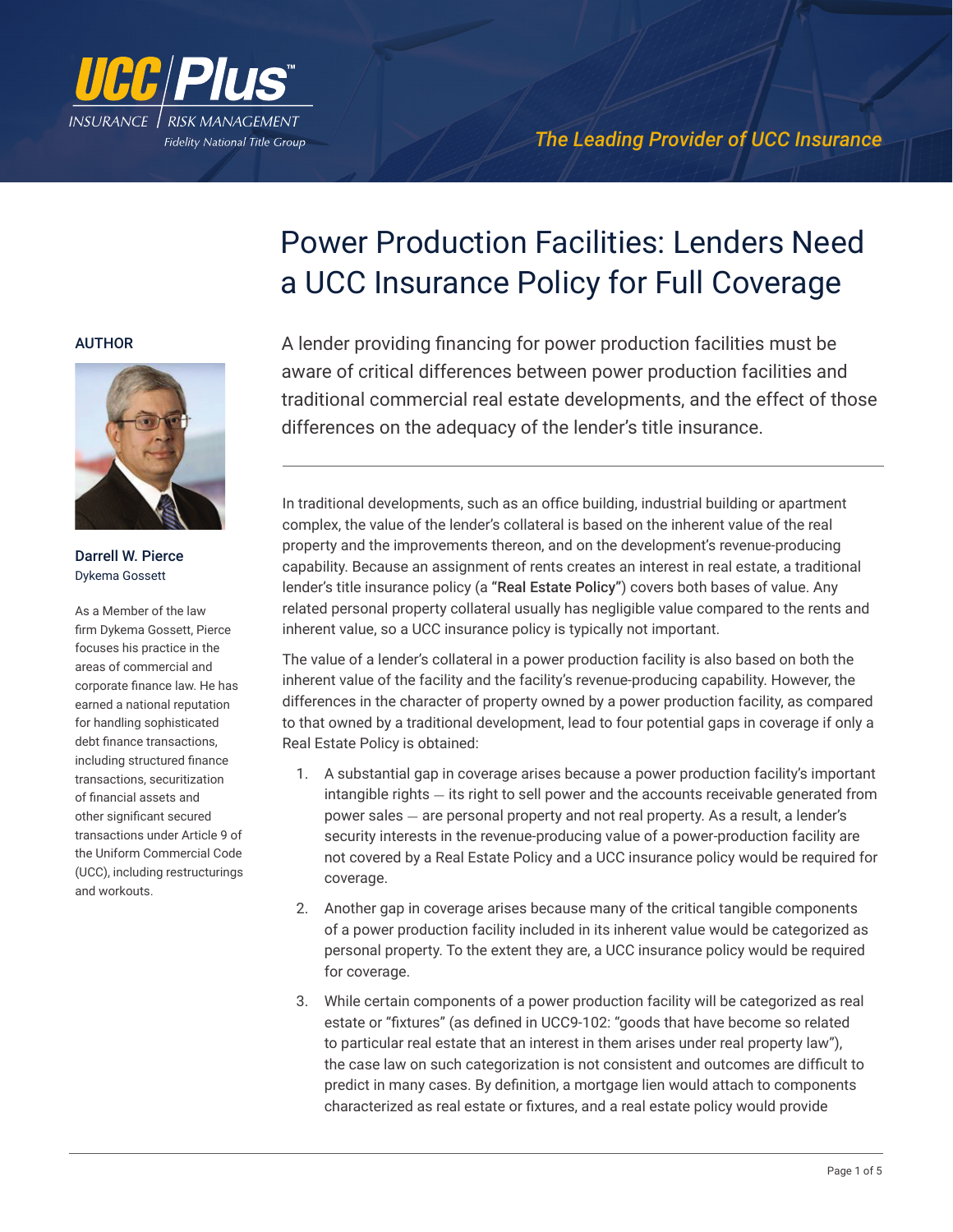UCC Plus™
INSURANCE | RISK MANAGEMENT
Fidelity National Title Group

*The Leading Provider of UCC Insurance*

# Power Production Facilities: Lenders Need a UCC Insurance Policy for Full Coverage

**AUTHOR**

**Darrell W. Pierce**
Dykema Gossett

As a Member of the law firm Dykema Gossett, Pierce focuses his practice in the areas of commercial and corporate finance law. He has earned a national reputation for handling sophisticated debt finance transactions, including structured finance transactions, securitization of financial assets and other significant secured transactions under Article 9 of the Uniform Commercial Code (UCC), including restructurings and workouts.

A lender providing financing for power production facilities must be aware of critical differences between power production facilities and traditional commercial real estate developments, and the effect of those differences on the adequacy of the lender's title insurance.

---

In traditional developments, such as an office building, industrial building or apartment complex, the value of the lender's collateral is based on the inherent value of the real property and the improvements thereon, and on the development's revenue-producing capability. Because an assignment of rents creates an interest in real estate, a traditional lender's title insurance policy (a **"Real Estate Policy"**) covers both bases of value. Any related personal property collateral usually has negligible value compared to the rents and inherent value, so a UCC insurance policy is typically not important.

The value of a lender's collateral in a power production facility is also based on both the inherent value of the facility and the facility's revenue-producing capability. However, the differences in the character of property owned by a power production facility, as compared to that owned by a traditional development, lead to four potential gaps in coverage if only a Real Estate Policy is obtained:

1. A substantial gap in coverage arises because a power production facility's important intangible rights — its right to sell power and the accounts receivable generated from power sales — are personal property and not real property. As a result, a lender's security interests in the revenue-producing value of a power-production facility are not covered by a Real Estate Policy and a UCC insurance policy would be required for coverage.
2. Another gap in coverage arises because many of the critical tangible components of a power production facility included in its inherent value would be categorized as personal property. To the extent they are, a UCC insurance policy would be required for coverage.
3. While certain components of a power production facility will be categorized as real estate or "fixtures" (as defined in UCC9-102: "goods that have become so related to particular real estate that an interest in them arises under real property law"), the case law on such categorization is not consistent and outcomes are difficult to predict in many cases. By definition, a mortgage lien would attach to components characterized as real estate or fixtures, and a real estate policy would provide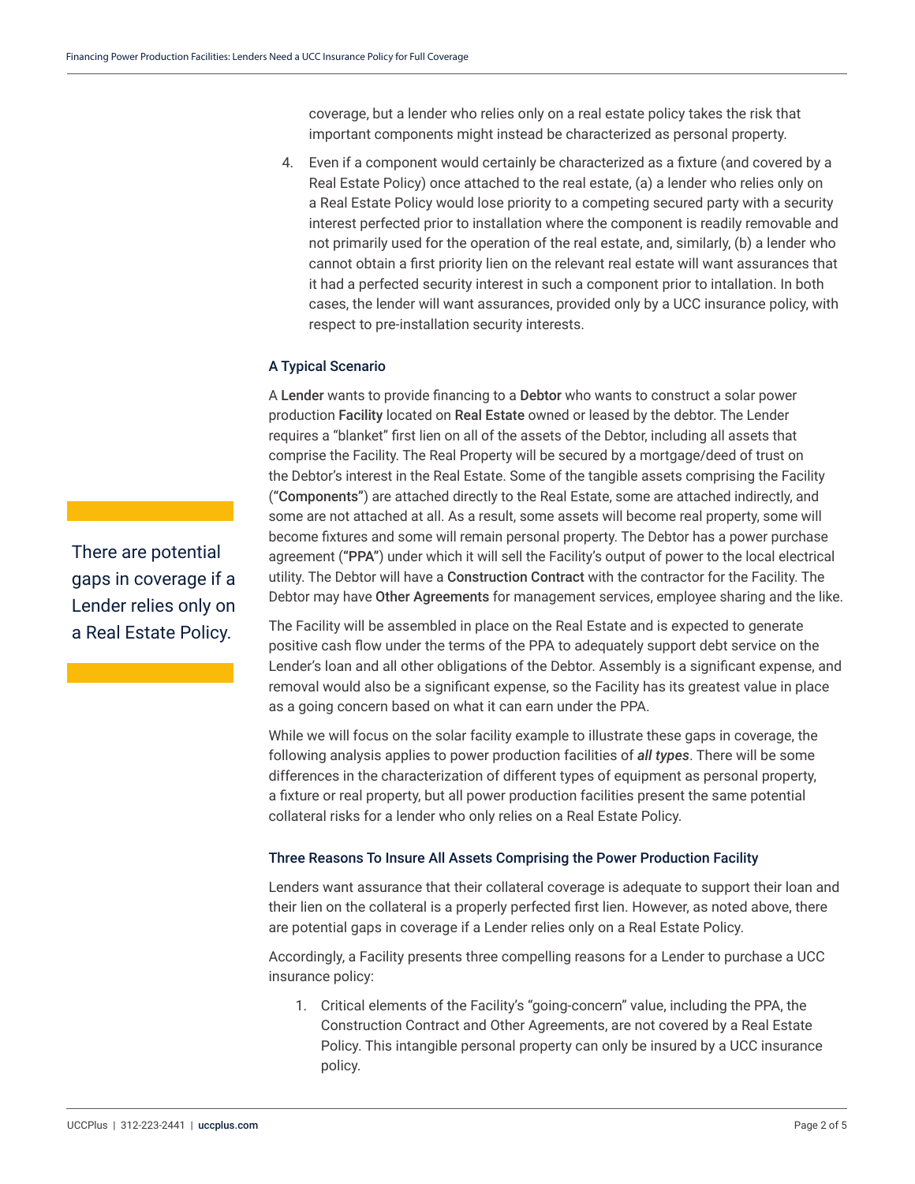coverage, but a lender who relies only on a real estate policy takes the risk that important components might instead be characterized as personal property.

4. Even if a component would certainly be characterized as a fixture (and covered by a Real Estate Policy) once attached to the real estate, (a) a lender who relies only on a Real Estate Policy would lose priority to a competing secured party with a security interest perfected prior to installation where the component is readily removable and not primarily used for the operation of the real estate, and, similarly, (b) a lender who cannot obtain a first priority lien on the relevant real estate will want assurances that it had a perfected security interest in such a component prior to intallation. In both cases, the lender will want assurances, provided only by a UCC insurance policy, with respect to pre-installation security interests.

### A Typical Scenario

A **Lender** wants to provide financing to a **Debtor** who wants to construct a solar power production **Facility** located on **Real Estate** owned or leased by the debtor. The Lender requires a "blanket" first lien on all of the assets of the Debtor, including all assets that comprise the Facility. The Real Property will be secured by a mortgage/deed of trust on the Debtor's interest in the Real Estate. Some of the tangible assets comprising the Facility ("**Components**") are attached directly to the Real Estate, some are attached indirectly, and some are not attached at all. As a result, some assets will become real property, some will become fixtures and some will remain personal property. The Debtor has a power purchase agreement ("**PPA**") under which it will sell the Facility's output of power to the local electrical utility. The Debtor will have a **Construction Contract** with the contractor for the Facility. The Debtor may have **Other Agreements** for management services, employee sharing and the like.

> There are potential gaps in coverage if a Lender relies only on a Real Estate Policy.

The Facility will be assembled in place on the Real Estate and is expected to generate positive cash flow under the terms of the PPA to adequately support debt service on the Lender's loan and all other obligations of the Debtor. Assembly is a significant expense, and removal would also be a significant expense, so the Facility has its greatest value in place as a going concern based on what it can earn under the PPA.

While we will focus on the solar facility example to illustrate these gaps in coverage, the following analysis applies to power production facilities of ***all types***. There will be some differences in the characterization of different types of equipment as personal property, a fixture or real property, but all power production facilities present the same potential collateral risks for a lender who only relies on a Real Estate Policy.

### Three Reasons To Insure All Assets Comprising the Power Production Facility

Lenders want assurance that their collateral coverage is adequate to support their loan and their lien on the collateral is a properly perfected first lien. However, as noted above, there are potential gaps in coverage if a Lender relies only on a Real Estate Policy.

Accordingly, a Facility presents three compelling reasons for a Lender to purchase a UCC insurance policy:

1. Critical elements of the Facility's "going-concern" value, including the PPA, the Construction Contract and Other Agreements, are not covered by a Real Estate Policy. This intangible personal property can only be insured by a UCC insurance policy.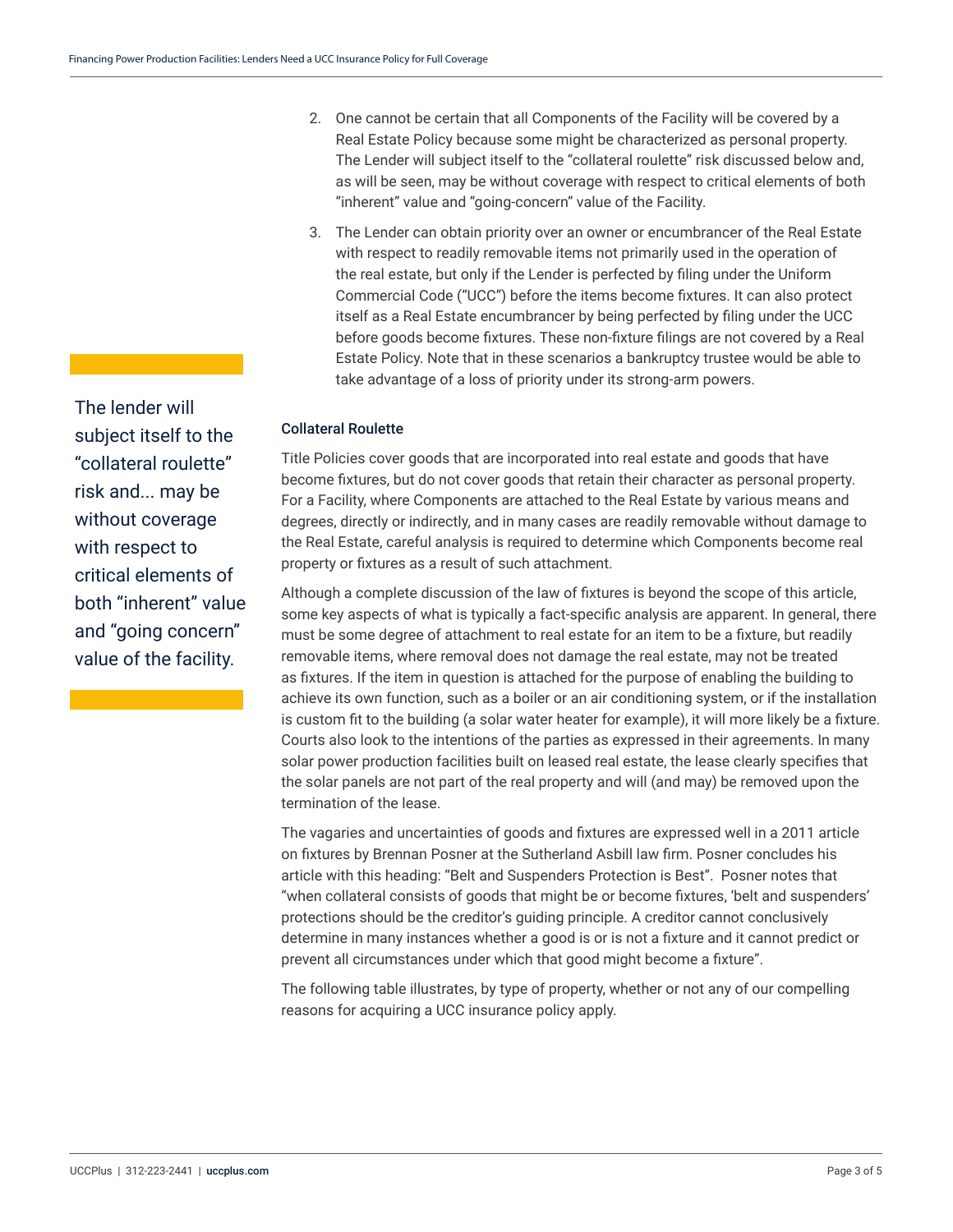2. One cannot be certain that all Components of the Facility will be covered by a Real Estate Policy because some might be characterized as personal property. The Lender will subject itself to the "collateral roulette" risk discussed below and, as will be seen, may be without coverage with respect to critical elements of both "inherent" value and "going-concern" value of the Facility.
3. The Lender can obtain priority over an owner or encumbrancer of the Real Estate with respect to readily removable items not primarily used in the operation of the real estate, but only if the Lender is perfected by filing under the Uniform Commercial Code ("UCC") before the items become fixtures. It can also protect itself as a Real Estate encumbrancer by being perfected by filing under the UCC before goods become fixtures. These non-fixture filings are not covered by a Real Estate Policy. Note that in these scenarios a bankruptcy trustee would be able to take advantage of a loss of priority under its strong-arm powers.

> The lender will subject itself to the "collateral roulette" risk and... may be without coverage with respect to critical elements of both "inherent" value and "going concern" value of the facility.

### Collateral Roulette

Title Policies cover goods that are incorporated into real estate and goods that have become fixtures, but do not cover goods that retain their character as personal property. For a Facility, where Components are attached to the Real Estate by various means and degrees, directly or indirectly, and in many cases are readily removable without damage to the Real Estate, careful analysis is required to determine which Components become real property or fixtures as a result of such attachment.

Although a complete discussion of the law of fixtures is beyond the scope of this article, some key aspects of what is typically a fact-specific analysis are apparent. In general, there must be some degree of attachment to real estate for an item to be a fixture, but readily removable items, where removal does not damage the real estate, may not be treated as fixtures. If the item in question is attached for the purpose of enabling the building to achieve its own function, such as a boiler or an air conditioning system, or if the installation is custom fit to the building (a solar water heater for example), it will more likely be a fixture. Courts also look to the intentions of the parties as expressed in their agreements. In many solar power production facilities built on leased real estate, the lease clearly specifies that the solar panels are not part of the real property and will (and may) be removed upon the termination of the lease.

The vagaries and uncertainties of goods and fixtures are expressed well in a 2011 article on fixtures by Brennan Posner at the Sutherland Asbill law firm. Posner concludes his article with this heading: "Belt and Suspenders Protection is Best". Posner notes that "when collateral consists of goods that might be or become fixtures, 'belt and suspenders' protections should be the creditor's guiding principle. A creditor cannot conclusively determine in many instances whether a good is or is not a fixture and it cannot predict or prevent all circumstances under which that good might become a fixture".

The following table illustrates, by type of property, whether or not any of our compelling reasons for acquiring a UCC insurance policy apply.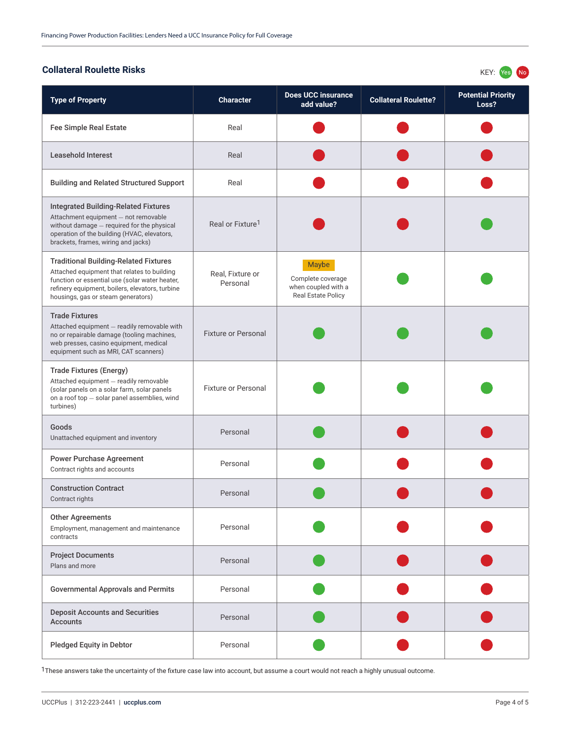## Collateral Roulette Risks

KEY: Yes No

| Type of Property | Character | Does UCC insurance add value? | Collateral Roulette? | Potential Priority Loss? |
|---|---|---|---|---|
| **Fee Simple Real Estate** | Real | No | No | No |
| **Leasehold Interest** | Real | No | No | No |
| **Building and Related Structured Support** | Real | No | No | No |
| **Integrated Building-Related Fixtures** Attachment equipment — not removable without damage — required for the physical operation of the building (HVAC, elevators, brackets, frames, wiring and jacks) | Real or Fixture[1] | No | No | Yes |
| **Traditional Building-Related Fixtures** Attached equipment that relates to building function or essential use (solar water heater, refinery equipment, boilers, elevators, turbine housings, gas or steam generators) | Real, Fixture or Personal | Maybe — Complete coverage when coupled with a Real Estate Policy | Yes | Yes |
| **Trade Fixtures** Attached equipment — readily removable with no or repairable damage (tooling machines, web presses, casino equipment, medical equipment such as MRI, CAT scanners) | Fixture or Personal | Yes | Yes | Yes |
| **Trade Fixtures (Energy)** Attached equipment — readily removable (solar panels on a solar farm, solar panels on a roof top — solar panel assemblies, wind turbines) | Fixture or Personal | Yes | Yes | Yes |
| **Goods** Unattached equipment and inventory | Personal | Yes | No | No |
| **Power Purchase Agreement** Contract rights and accounts | Personal | Yes | No | No |
| **Construction Contract** Contract rights | Personal | Yes | No | No |
| **Other Agreements** Employment, management and maintenance contracts | Personal | Yes | No | No |
| **Project Documents** Plans and more | Personal | Yes | No | No |
| **Governmental Approvals and Permits** | Personal | Yes | No | No |
| **Deposit Accounts and Securities Accounts** | Personal | Yes | No | No |
| **Pledged Equity in Debtor** | Personal | Yes | No | No |

[1] These answers take the uncertainty of the fixture case law into account, but assume a court would not reach a highly unusual outcome.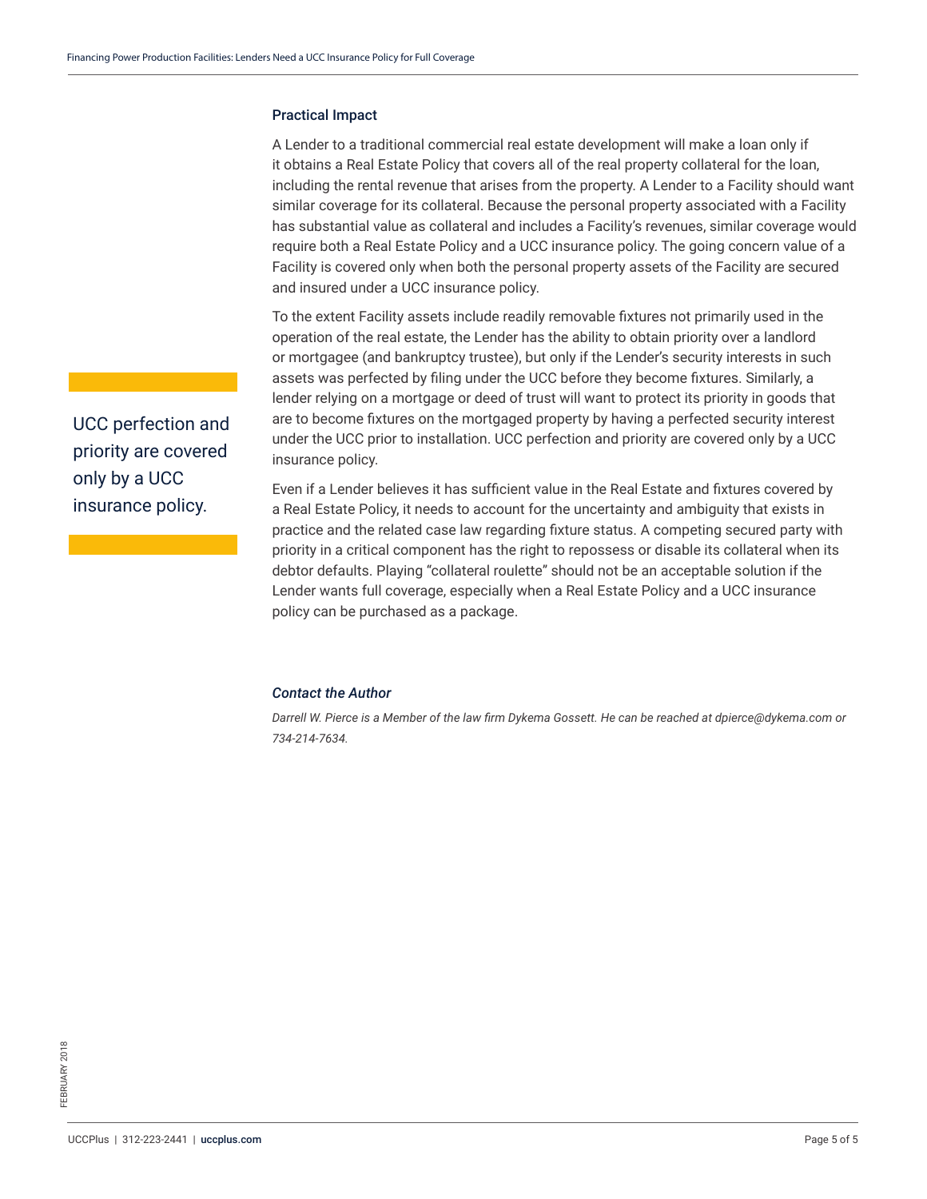### Practical Impact

A Lender to a traditional commercial real estate development will make a loan only if it obtains a Real Estate Policy that covers all of the real property collateral for the loan, including the rental revenue that arises from the property. A Lender to a Facility should want similar coverage for its collateral. Because the personal property associated with a Facility has substantial value as collateral and includes a Facility's revenues, similar coverage would require both a Real Estate Policy and a UCC insurance policy. The going concern value of a Facility is covered only when both the personal property assets of the Facility are secured and insured under a UCC insurance policy.

To the extent Facility assets include readily removable fixtures not primarily used in the operation of the real estate, the Lender has the ability to obtain priority over a landlord or mortgagee (and bankruptcy trustee), but only if the Lender's security interests in such assets was perfected by filing under the UCC before they become fixtures. Similarly, a lender relying on a mortgage or deed of trust will want to protect its priority in goods that are to become fixtures on the mortgaged property by having a perfected security interest under the UCC prior to installation. UCC perfection and priority are covered only by a UCC insurance policy.

> UCC perfection and priority are covered only by a UCC insurance policy.

Even if a Lender believes it has sufficient value in the Real Estate and fixtures covered by a Real Estate Policy, it needs to account for the uncertainty and ambiguity that exists in practice and the related case law regarding fixture status. A competing secured party with priority in a critical component has the right to repossess or disable its collateral when its debtor defaults. Playing "collateral roulette" should not be an acceptable solution if the Lender wants full coverage, especially when a Real Estate Policy and a UCC insurance policy can be purchased as a package.

***Contact the Author***

*Darrell W. Pierce is a Member of the law firm Dykema Gossett. He can be reached at dpierce@dykema.com or 734-214-7634.*